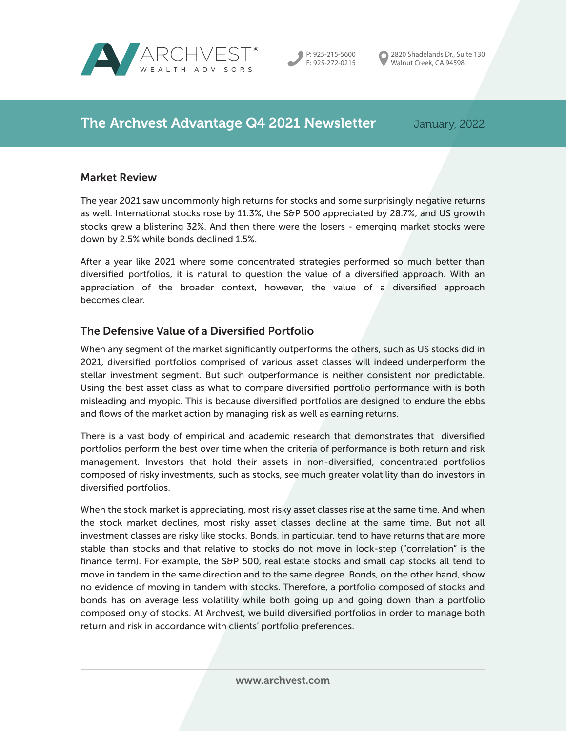ARCHVEST® WEALTH ADVISORS

P: 925-215-5600
F: 925-272-0215

2820 Shadelands Dr., Suite 130
Walnut Creek, CA 94598

# The Archvest Advantage Q4 2021 Newsletter

January, 2022

## Market Review

The year 2021 saw uncommonly high returns for stocks and some surprisingly negative returns as well. International stocks rose by 11.3%, the S&P 500 appreciated by 28.7%, and US growth stocks grew a blistering 32%. And then there were the losers - emerging market stocks were down by 2.5% while bonds declined 1.5%.

After a year like 2021 where some concentrated strategies performed so much better than diversified portfolios, it is natural to question the value of a diversified approach. With an appreciation of the broader context, however, the value of a diversified approach becomes clear.

## The Defensive Value of a Diversified Portfolio

When any segment of the market significantly outperforms the others, such as US stocks did in 2021, diversified portfolios comprised of various asset classes will indeed underperform the stellar investment segment. But such outperformance is neither consistent nor predictable. Using the best asset class as what to compare diversified portfolio performance with is both misleading and myopic. This is because diversified portfolios are designed to endure the ebbs and flows of the market action by managing risk as well as earning returns.

There is a vast body of empirical and academic research that demonstrates that diversified portfolios perform the best over time when the criteria of performance is both return and risk management. Investors that hold their assets in non-diversified, concentrated portfolios composed of risky investments, such as stocks, see much greater volatility than do investors in diversified portfolios.

When the stock market is appreciating, most risky asset classes rise at the same time. And when the stock market declines, most risky asset classes decline at the same time. But not all investment classes are risky like stocks. Bonds, in particular, tend to have returns that are more stable than stocks and that relative to stocks do not move in lock-step ("correlation" is the finance term). For example, the S&P 500, real estate stocks and small cap stocks all tend to move in tandem in the same direction and to the same degree. Bonds, on the other hand, show no evidence of moving in tandem with stocks. Therefore, a portfolio composed of stocks and bonds has on average less volatility while both going up and going down than a portfolio composed only of stocks. At Archvest, we build diversified portfolios in order to manage both return and risk in accordance with clients' portfolio preferences.

www.archvest.com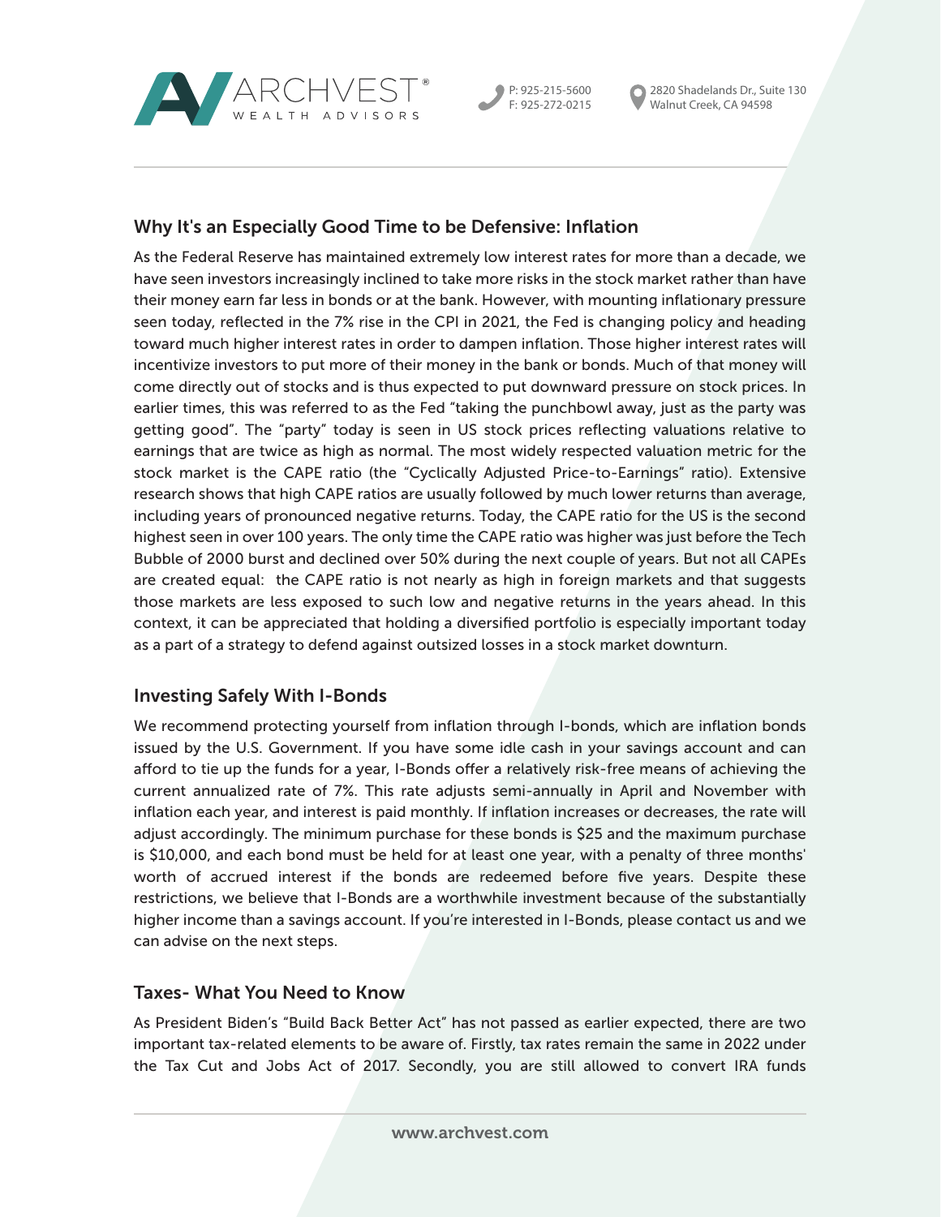## Why It's an Especially Good Time to be Defensive: Inflation

As the Federal Reserve has maintained extremely low interest rates for more than a decade, we have seen investors increasingly inclined to take more risks in the stock market rather than have their money earn far less in bonds or at the bank. However, with mounting inflationary pressure seen today, reflected in the 7% rise in the CPI in 2021, the Fed is changing policy and heading toward much higher interest rates in order to dampen inflation. Those higher interest rates will incentivize investors to put more of their money in the bank or bonds. Much of that money will come directly out of stocks and is thus expected to put downward pressure on stock prices. In earlier times, this was referred to as the Fed "taking the punchbowl away, just as the party was getting good". The "party" today is seen in US stock prices reflecting valuations relative to earnings that are twice as high as normal. The most widely respected valuation metric for the stock market is the CAPE ratio (the "Cyclically Adjusted Price-to-Earnings" ratio). Extensive research shows that high CAPE ratios are usually followed by much lower returns than average, including years of pronounced negative returns. Today, the CAPE ratio for the US is the second highest seen in over 100 years. The only time the CAPE ratio was higher was just before the Tech Bubble of 2000 burst and declined over 50% during the next couple of years. But not all CAPEs are created equal: the CAPE ratio is not nearly as high in foreign markets and that suggests those markets are less exposed to such low and negative returns in the years ahead. In this context, it can be appreciated that holding a diversified portfolio is especially important today as a part of a strategy to defend against outsized losses in a stock market downturn.

## Investing Safely With I-Bonds

We recommend protecting yourself from inflation through I-bonds, which are inflation bonds issued by the U.S. Government. If you have some idle cash in your savings account and can afford to tie up the funds for a year, I-Bonds offer a relatively risk-free means of achieving the current annualized rate of 7%. This rate adjusts semi-annually in April and November with inflation each year, and interest is paid monthly. If inflation increases or decreases, the rate will adjust accordingly. The minimum purchase for these bonds is $25 and the maximum purchase is $10,000, and each bond must be held for at least one year, with a penalty of three months' worth of accrued interest if the bonds are redeemed before five years. Despite these restrictions, we believe that I-Bonds are a worthwhile investment because of the substantially higher income than a savings account. If you're interested in I-Bonds, please contact us and we can advise on the next steps.

## Taxes- What You Need to Know

As President Biden's "Build Back Better Act" has not passed as earlier expected, there are two important tax-related elements to be aware of. Firstly, tax rates remain the same in 2022 under the Tax Cut and Jobs Act of 2017. Secondly, you are still allowed to convert IRA funds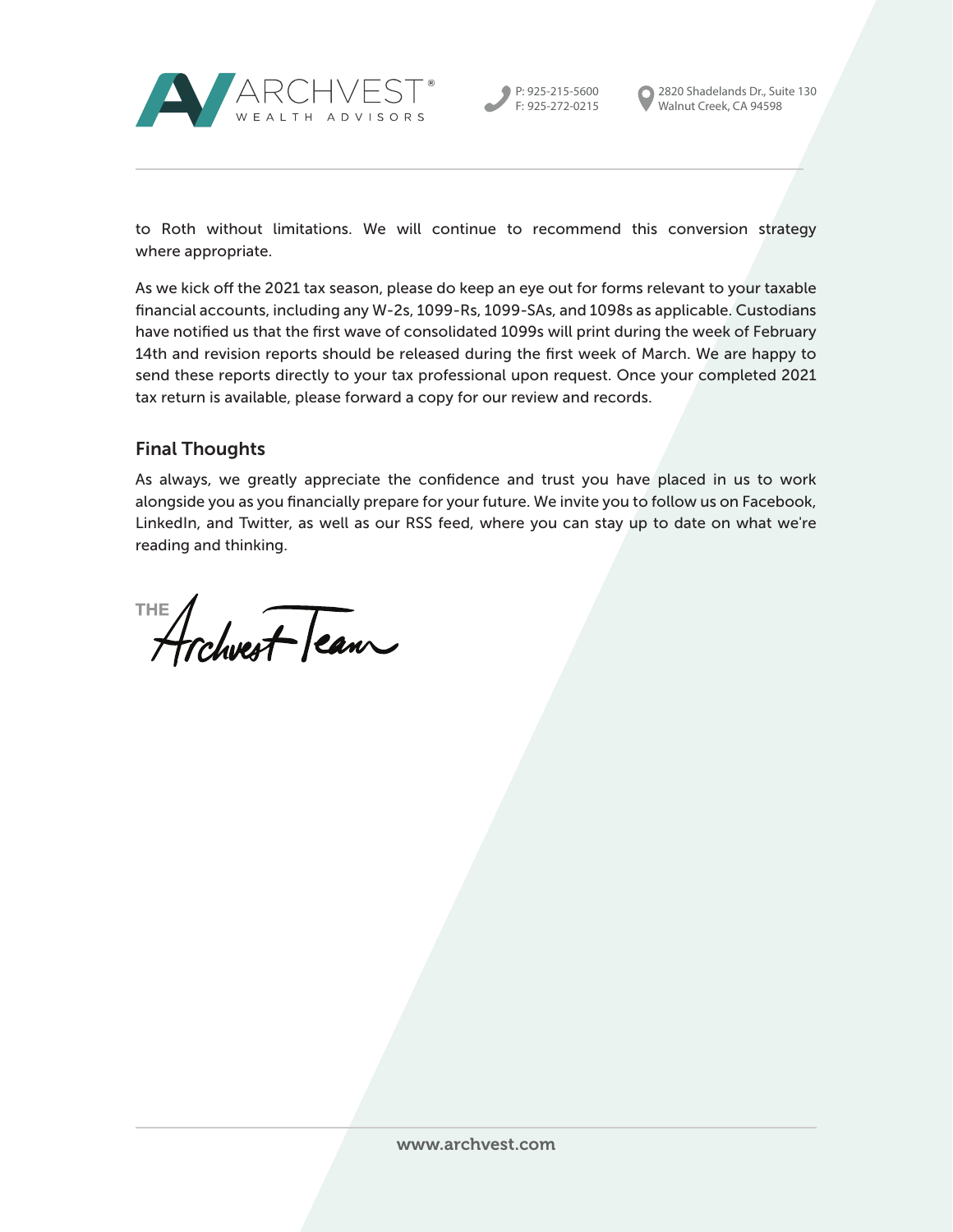to Roth without limitations. We will continue to recommend this conversion strategy where appropriate.

As we kick off the 2021 tax season, please do keep an eye out for forms relevant to your taxable financial accounts, including any W-2s, 1099-Rs, 1099-SAs, and 1098s as applicable. Custodians have notified us that the first wave of consolidated 1099s will print during the week of February 14th and revision reports should be released during the first week of March. We are happy to send these reports directly to your tax professional upon request. Once your completed 2021 tax return is available, please forward a copy for our review and records.

## Final Thoughts

As always, we greatly appreciate the confidence and trust you have placed in us to work alongside you as you financially prepare for your future. We invite you to follow us on Facebook, LinkedIn, and Twitter, as well as our RSS feed, where you can stay up to date on what we're reading and thinking.

THE Archvest Team